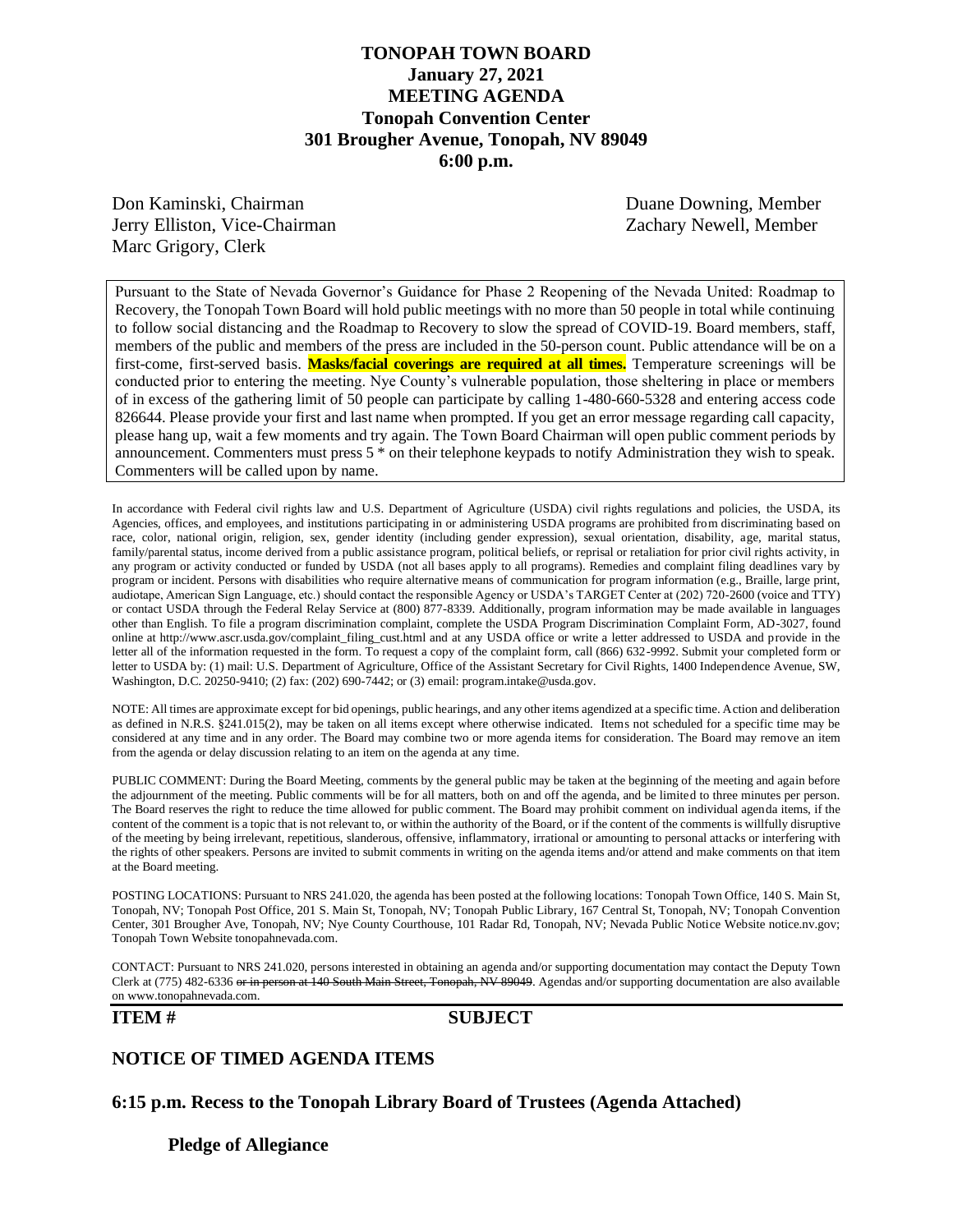# TONOPAH TOWN BOARD
## January 27, 2021
## MEETING AGENDA
## Tonopah Convention Center
## 301 Brougher Avenue, Tonopah, NV 89049
## 6:00 p.m.

Don Kaminski, Chairman
Jerry Elliston, Vice-Chairman
Marc Grigory, Clerk
Duane Downing, Member
Zachary Newell, Member

Pursuant to the State of Nevada Governor's Guidance for Phase 2 Reopening of the Nevada United: Roadmap to Recovery, the Tonopah Town Board will hold public meetings with no more than 50 people in total while continuing to follow social distancing and the Roadmap to Recovery to slow the spread of COVID-19. Board members, staff, members of the public and members of the press are included in the 50-person count. Public attendance will be on a first-come, first-served basis. **Masks/facial coverings are required at all times.** Temperature screenings will be conducted prior to entering the meeting. Nye County's vulnerable population, those sheltering in place or members of in excess of the gathering limit of 50 people can participate by calling 1-480-660-5328 and entering access code 826644. Please provide your first and last name when prompted. If you get an error message regarding call capacity, please hang up, wait a few moments and try again. The Town Board Chairman will open public comment periods by announcement. Commenters must press 5 * on their telephone keypads to notify Administration they wish to speak. Commenters will be called upon by name.

In accordance with Federal civil rights law and U.S. Department of Agriculture (USDA) civil rights regulations and policies, the USDA, its Agencies, offices, and employees, and institutions participating in or administering USDA programs are prohibited from discriminating based on race, color, national origin, religion, sex, gender identity (including gender expression), sexual orientation, disability, age, marital status, family/parental status, income derived from a public assistance program, political beliefs, or reprisal or retaliation for prior civil rights activity, in any program or activity conducted or funded by USDA (not all bases apply to all programs). Remedies and complaint filing deadlines vary by program or incident. Persons with disabilities who require alternative means of communication for program information (e.g., Braille, large print, audiotape, American Sign Language, etc.) should contact the responsible Agency or USDA's TARGET Center at (202) 720-2600 (voice and TTY) or contact USDA through the Federal Relay Service at (800) 877-8339. Additionally, program information may be made available in languages other than English. To file a program discrimination complaint, complete the USDA Program Discrimination Complaint Form, AD-3027, found online at http://www.ascr.usda.gov/complaint_filing_cust.html and at any USDA office or write a letter addressed to USDA and provide in the letter all of the information requested in the form. To request a copy of the complaint form, call (866) 632-9992. Submit your completed form or letter to USDA by: (1) mail: U.S. Department of Agriculture, Office of the Assistant Secretary for Civil Rights, 1400 Independence Avenue, SW, Washington, D.C. 20250-9410; (2) fax: (202) 690-7442; or (3) email: program.intake@usda.gov.

NOTE: All times are approximate except for bid openings, public hearings, and any other items agendized at a specific time. Action and deliberation as defined in N.R.S. §241.015(2), may be taken on all items except where otherwise indicated. Items not scheduled for a specific time may be considered at any time and in any order. The Board may combine two or more agenda items for consideration. The Board may remove an item from the agenda or delay discussion relating to an item on the agenda at any time.

PUBLIC COMMENT: During the Board Meeting, comments by the general public may be taken at the beginning of the meeting and again before the adjournment of the meeting. Public comments will be for all matters, both on and off the agenda, and be limited to three minutes per person. The Board reserves the right to reduce the time allowed for public comment. The Board may prohibit comment on individual agenda items, if the content of the comment is a topic that is not relevant to, or within the authority of the Board, or if the content of the comments is willfully disruptive of the meeting by being irrelevant, repetitious, slanderous, offensive, inflammatory, irrational or amounting to personal attacks or interfering with the rights of other speakers. Persons are invited to submit comments in writing on the agenda items and/or attend and make comments on that item at the Board meeting.

POSTING LOCATIONS: Pursuant to NRS 241.020, the agenda has been posted at the following locations: Tonopah Town Office, 140 S. Main St, Tonopah, NV; Tonopah Post Office, 201 S. Main St, Tonopah, NV; Tonopah Public Library, 167 Central St, Tonopah, NV; Tonopah Convention Center, 301 Brougher Ave, Tonopah, NV; Nye County Courthouse, 101 Radar Rd, Tonopah, NV; Nevada Public Notice Website notice.nv.gov; Tonopah Town Website tonopahnevada.com.

CONTACT: Pursuant to NRS 241.020, persons interested in obtaining an agenda and/or supporting documentation may contact the Deputy Town Clerk at (775) 482-6336 ~~or in person at 140 South Main Street, Tonopah, NV 89049~~. Agendas and/or supporting documentation are also available on www.tonopahnevada.com.

**ITEM #** **SUBJECT**

## NOTICE OF TIMED AGENDA ITEMS

## 6:15 p.m. Recess to the Tonopah Library Board of Trustees (Agenda Attached)

**Pledge of Allegiance**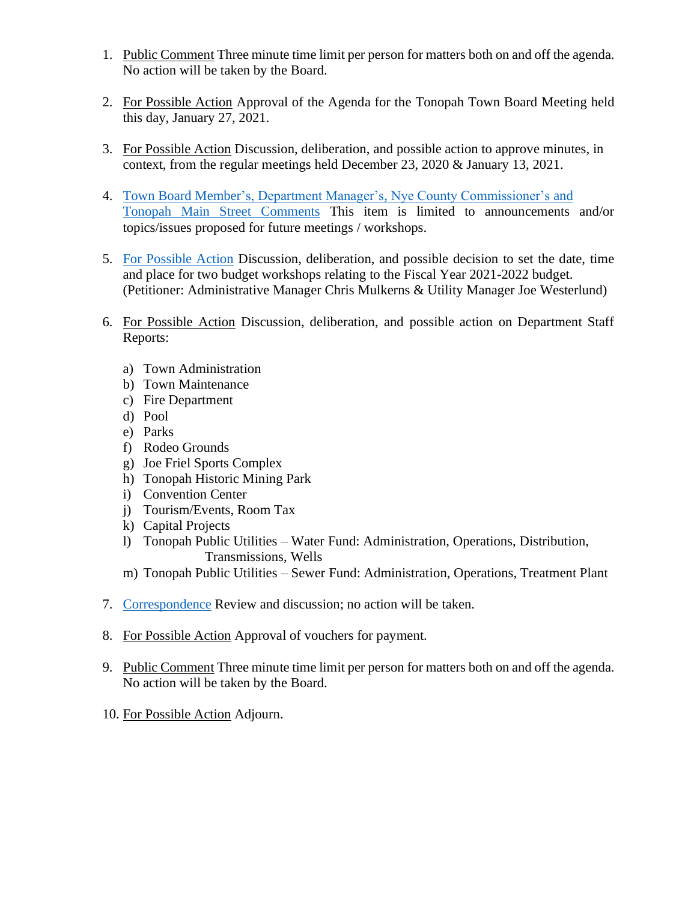1. Public Comment Three minute time limit per person for matters both on and off the agenda. No action will be taken by the Board.

2. For Possible Action Approval of the Agenda for the Tonopah Town Board Meeting held this day, January 27, 2021.

3. For Possible Action Discussion, deliberation, and possible action to approve minutes, in context, from the regular meetings held December 23, 2020 & January 13, 2021.

4. Town Board Member's, Department Manager's, Nye County Commissioner's and Tonopah Main Street Comments This item is limited to announcements and/or topics/issues proposed for future meetings / workshops.

5. For Possible Action Discussion, deliberation, and possible decision to set the date, time and place for two budget workshops relating to the Fiscal Year 2021-2022 budget. (Petitioner: Administrative Manager Chris Mulkerns & Utility Manager Joe Westerlund)

6. For Possible Action Discussion, deliberation, and possible action on Department Staff Reports:

   a) Town Administration
   b) Town Maintenance
   c) Fire Department
   d) Pool
   e) Parks
   f) Rodeo Grounds
   g) Joe Friel Sports Complex
   h) Tonopah Historic Mining Park
   i) Convention Center
   j) Tourism/Events, Room Tax
   k) Capital Projects
   l) Tonopah Public Utilities – Water Fund: Administration, Operations, Distribution, Transmissions, Wells
   m) Tonopah Public Utilities – Sewer Fund: Administration, Operations, Treatment Plant

7. Correspondence Review and discussion; no action will be taken.

8. For Possible Action Approval of vouchers for payment.

9. Public Comment Three minute time limit per person for matters both on and off the agenda. No action will be taken by the Board.

10. For Possible Action Adjourn.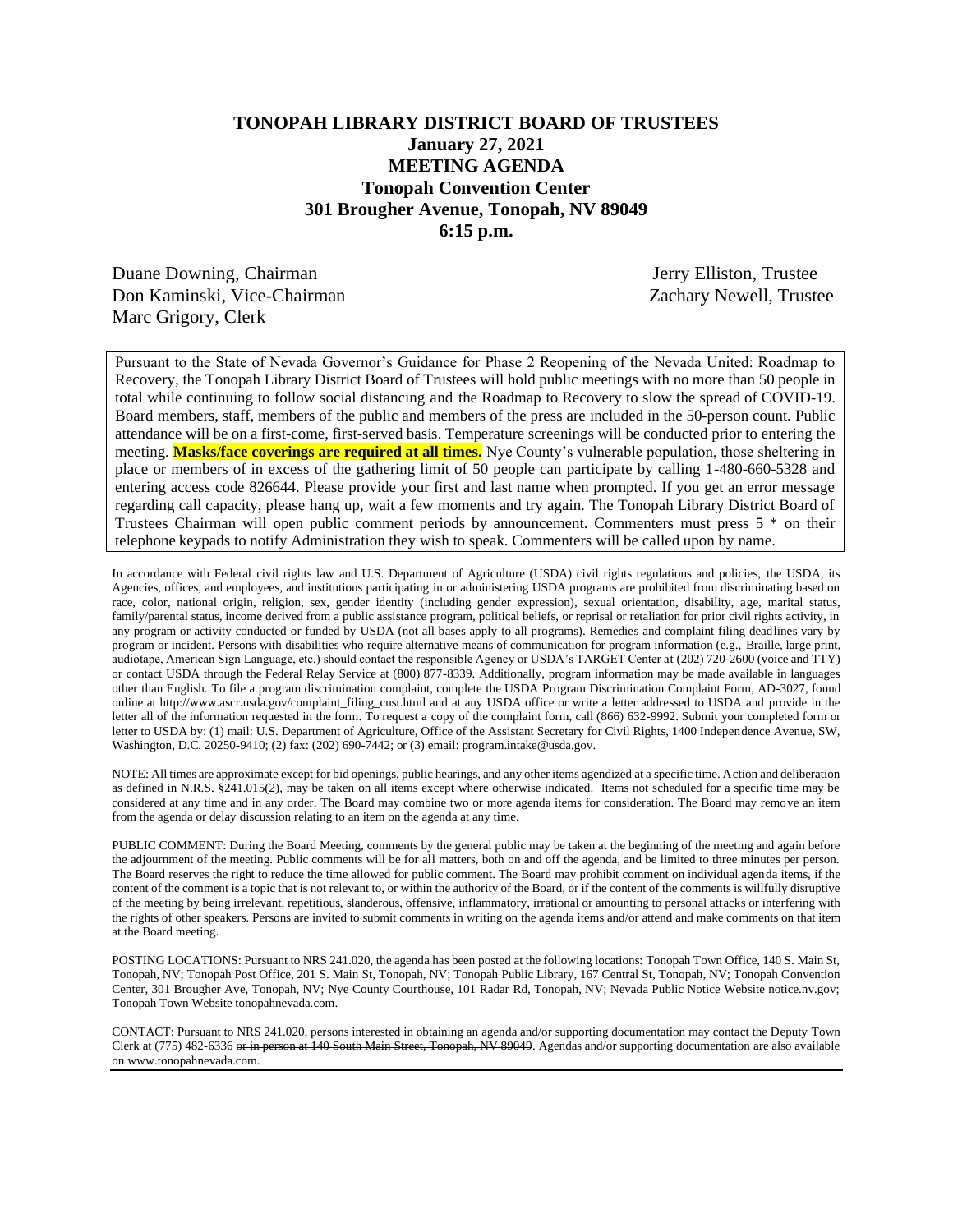# TONOPAH LIBRARY DISTRICT BOARD OF TRUSTEES
## January 27, 2021
## MEETING AGENDA
## Tonopah Convention Center
## 301 Brougher Avenue, Tonopah, NV 89049
## 6:15 p.m.

Duane Downing, Chairman
Don Kaminski, Vice-Chairman
Marc Grigory, Clerk
Jerry Elliston, Trustee
Zachary Newell, Trustee

Pursuant to the State of Nevada Governor's Guidance for Phase 2 Reopening of the Nevada United: Roadmap to Recovery, the Tonopah Library District Board of Trustees will hold public meetings with no more than 50 people in total while continuing to follow social distancing and the Roadmap to Recovery to slow the spread of COVID-19. Board members, staff, members of the public and members of the press are included in the 50-person count. Public attendance will be on a first-come, first-served basis. Temperature screenings will be conducted prior to entering the meeting. **Masks/face coverings are required at all times.** Nye County's vulnerable population, those sheltering in place or members of in excess of the gathering limit of 50 people can participate by calling 1-480-660-5328 and entering access code 826644. Please provide your first and last name when prompted. If you get an error message regarding call capacity, please hang up, wait a few moments and try again. The Tonopah Library District Board of Trustees Chairman will open public comment periods by announcement. Commenters must press 5 * on their telephone keypads to notify Administration they wish to speak. Commenters will be called upon by name.

In accordance with Federal civil rights law and U.S. Department of Agriculture (USDA) civil rights regulations and policies, the USDA, its Agencies, offices, and employees, and institutions participating in or administering USDA programs are prohibited from discriminating based on race, color, national origin, religion, sex, gender identity (including gender expression), sexual orientation, disability, age, marital status, family/parental status, income derived from a public assistance program, political beliefs, or reprisal or retaliation for prior civil rights activity, in any program or activity conducted or funded by USDA (not all bases apply to all programs). Remedies and complaint filing deadlines vary by program or incident. Persons with disabilities who require alternative means of communication for program information (e.g., Braille, large print, audiotape, American Sign Language, etc.) should contact the responsible Agency or USDA's TARGET Center at (202) 720-2600 (voice and TTY) or contact USDA through the Federal Relay Service at (800) 877-8339. Additionally, program information may be made available in languages other than English. To file a program discrimination complaint, complete the USDA Program Discrimination Complaint Form, AD-3027, found online at http://www.ascr.usda.gov/complaint_filing_cust.html and at any USDA office or write a letter addressed to USDA and provide in the letter all of the information requested in the form. To request a copy of the complaint form, call (866) 632-9992. Submit your completed form or letter to USDA by: (1) mail: U.S. Department of Agriculture, Office of the Assistant Secretary for Civil Rights, 1400 Independence Avenue, SW, Washington, D.C. 20250-9410; (2) fax: (202) 690-7442; or (3) email: program.intake@usda.gov.

NOTE: All times are approximate except for bid openings, public hearings, and any other items agendized at a specific time. Action and deliberation as defined in N.R.S. §241.015(2), may be taken on all items except where otherwise indicated. Items not scheduled for a specific time may be considered at any time and in any order. The Board may combine two or more agenda items for consideration. The Board may remove an item from the agenda or delay discussion relating to an item on the agenda at any time.

PUBLIC COMMENT: During the Board Meeting, comments by the general public may be taken at the beginning of the meeting and again before the adjournment of the meeting. Public comments will be for all matters, both on and off the agenda, and be limited to three minutes per person. The Board reserves the right to reduce the time allowed for public comment. The Board may prohibit comment on individual agenda items, if the content of the comment is a topic that is not relevant to, or within the authority of the Board, or if the content of the comments is willfully disruptive of the meeting by being irrelevant, repetitious, slanderous, offensive, inflammatory, irrational or amounting to personal attacks or interfering with the rights of other speakers. Persons are invited to submit comments in writing on the agenda items and/or attend and make comments on that item at the Board meeting.

POSTING LOCATIONS: Pursuant to NRS 241.020, the agenda has been posted at the following locations: Tonopah Town Office, 140 S. Main St, Tonopah, NV; Tonopah Post Office, 201 S. Main St, Tonopah, NV; Tonopah Public Library, 167 Central St, Tonopah, NV; Tonopah Convention Center, 301 Brougher Ave, Tonopah, NV; Nye County Courthouse, 101 Radar Rd, Tonopah, NV; Nevada Public Notice Website notice.nv.gov; Tonopah Town Website tonopahnevada.com.

CONTACT: Pursuant to NRS 241.020, persons interested in obtaining an agenda and/or supporting documentation may contact the Deputy Town Clerk at (775) 482-6336 ~~or in person at 140 South Main Street, Tonopah, NV 89049~~. Agendas and/or supporting documentation are also available on www.tonopahnevada.com.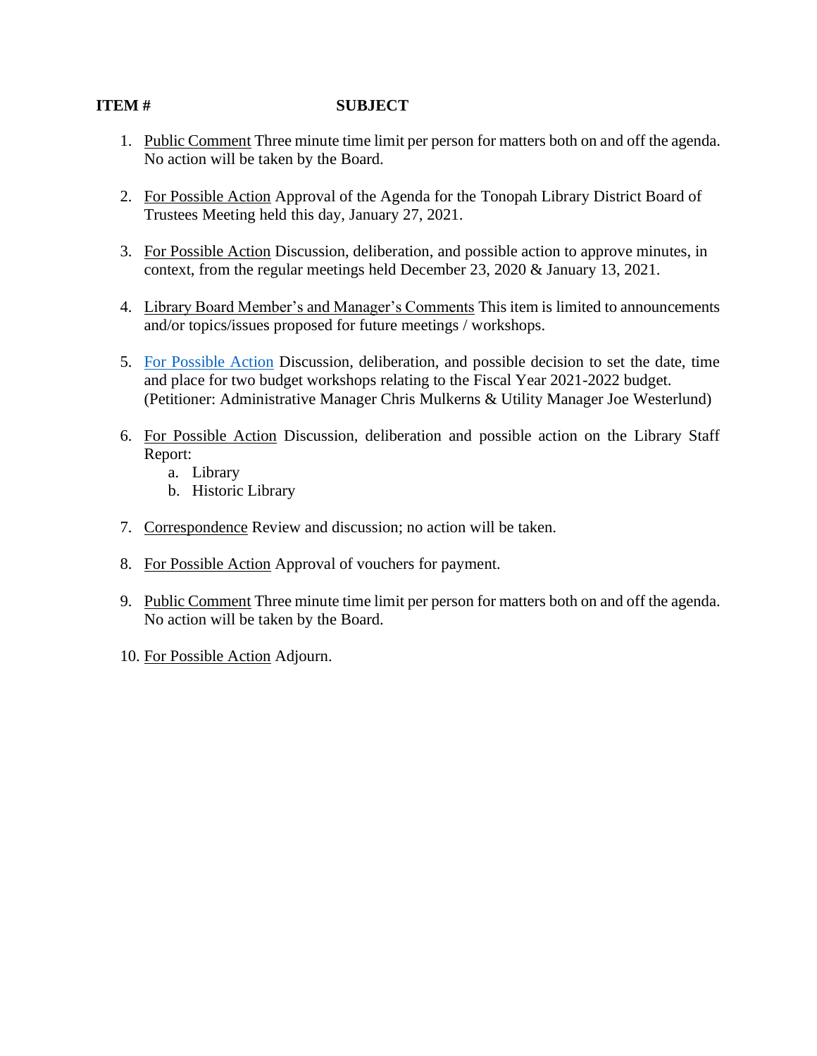**ITEM #** **SUBJECT**

1. Public Comment Three minute time limit per person for matters both on and off the agenda. No action will be taken by the Board.

2. For Possible Action Approval of the Agenda for the Tonopah Library District Board of Trustees Meeting held this day, January 27, 2021.

3. For Possible Action Discussion, deliberation, and possible action to approve minutes, in context, from the regular meetings held December 23, 2020 & January 13, 2021.

4. Library Board Member's and Manager's Comments This item is limited to announcements and/or topics/issues proposed for future meetings / workshops.

5. For Possible Action Discussion, deliberation, and possible decision to set the date, time and place for two budget workshops relating to the Fiscal Year 2021-2022 budget. (Petitioner: Administrative Manager Chris Mulkerns & Utility Manager Joe Westerlund)

6. For Possible Action Discussion, deliberation and possible action on the Library Staff Report:
   a. Library
   b. Historic Library

7. Correspondence Review and discussion; no action will be taken.

8. For Possible Action Approval of vouchers for payment.

9. Public Comment Three minute time limit per person for matters both on and off the agenda. No action will be taken by the Board.

10. For Possible Action Adjourn.